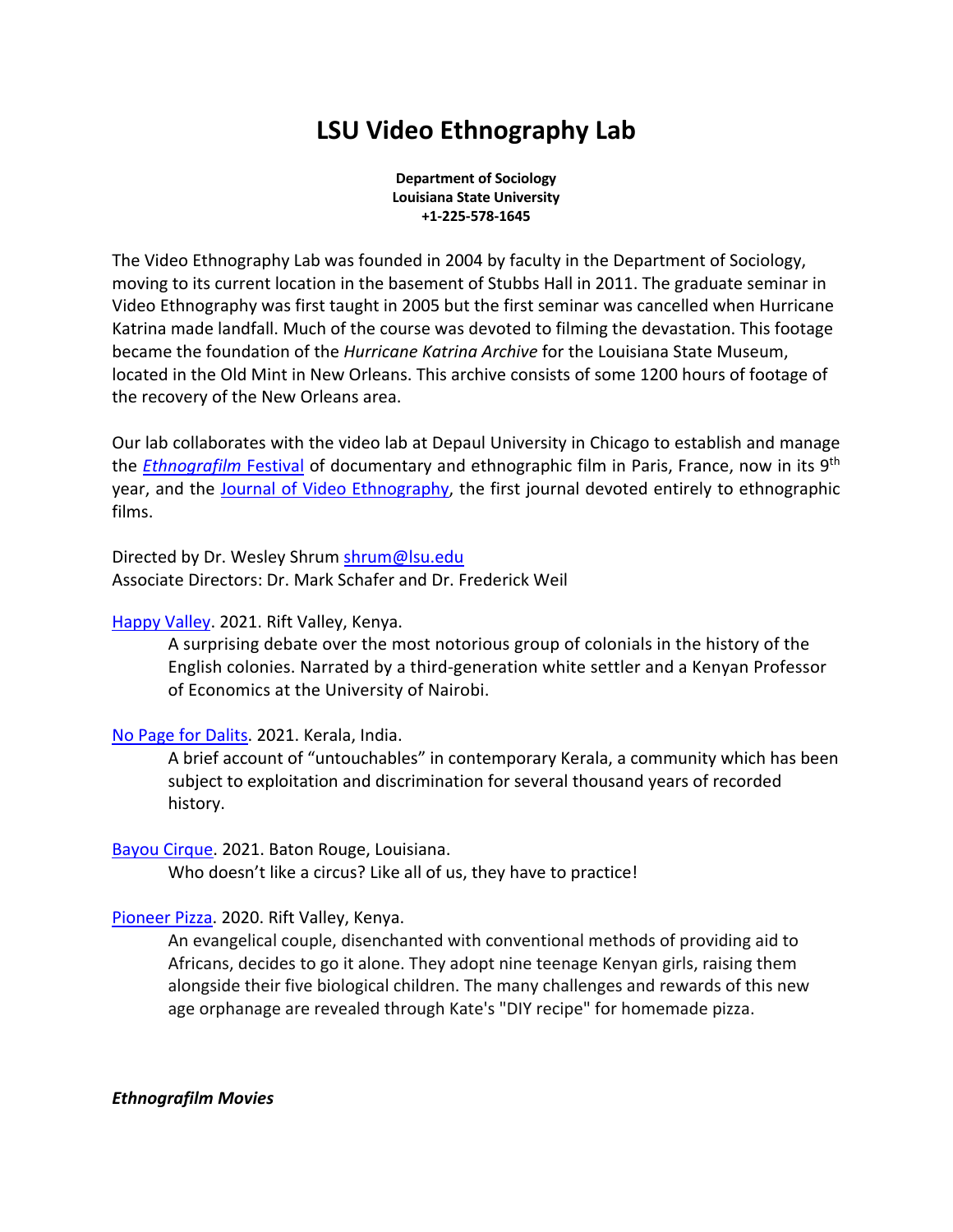# LSU Video Ethnography Lab

**Department of Sociology**
**Louisiana State University**
**+1-225-578-1645**

The Video Ethnography Lab was founded in 2004 by faculty in the Department of Sociology, moving to its current location in the basement of Stubbs Hall in 2011. The graduate seminar in Video Ethnography was first taught in 2005 but the first seminar was cancelled when Hurricane Katrina made landfall. Much of the course was devoted to filming the devastation. This footage became the foundation of the *Hurricane Katrina Archive* for the Louisiana State Museum, located in the Old Mint in New Orleans. This archive consists of some 1200 hours of footage of the recovery of the New Orleans area.

Our lab collaborates with the video lab at Depaul University in Chicago to establish and manage the *Ethnografilm* Festival of documentary and ethnographic film in Paris, France, now in its 9th year, and the Journal of Video Ethnography, the first journal devoted entirely to ethnographic films.

Directed by Dr. Wesley Shrum shrum@lsu.edu
Associate Directors: Dr. Mark Schafer and Dr. Frederick Weil

Happy Valley. 2021. Rift Valley, Kenya.

> A surprising debate over the most notorious group of colonials in the history of the English colonies. Narrated by a third-generation white settler and a Kenyan Professor of Economics at the University of Nairobi.

No Page for Dalits. 2021. Kerala, India.

> A brief account of "untouchables" in contemporary Kerala, a community which has been subject to exploitation and discrimination for several thousand years of recorded history.

Bayou Cirque. 2021. Baton Rouge, Louisiana.

> Who doesn't like a circus? Like all of us, they have to practice!

Pioneer Pizza. 2020. Rift Valley, Kenya.

> An evangelical couple, disenchanted with conventional methods of providing aid to Africans, decides to go it alone. They adopt nine teenage Kenyan girls, raising them alongside their five biological children. The many challenges and rewards of this new age orphanage are revealed through Kate's "DIY recipe" for homemade pizza.

***Ethnografilm Movies***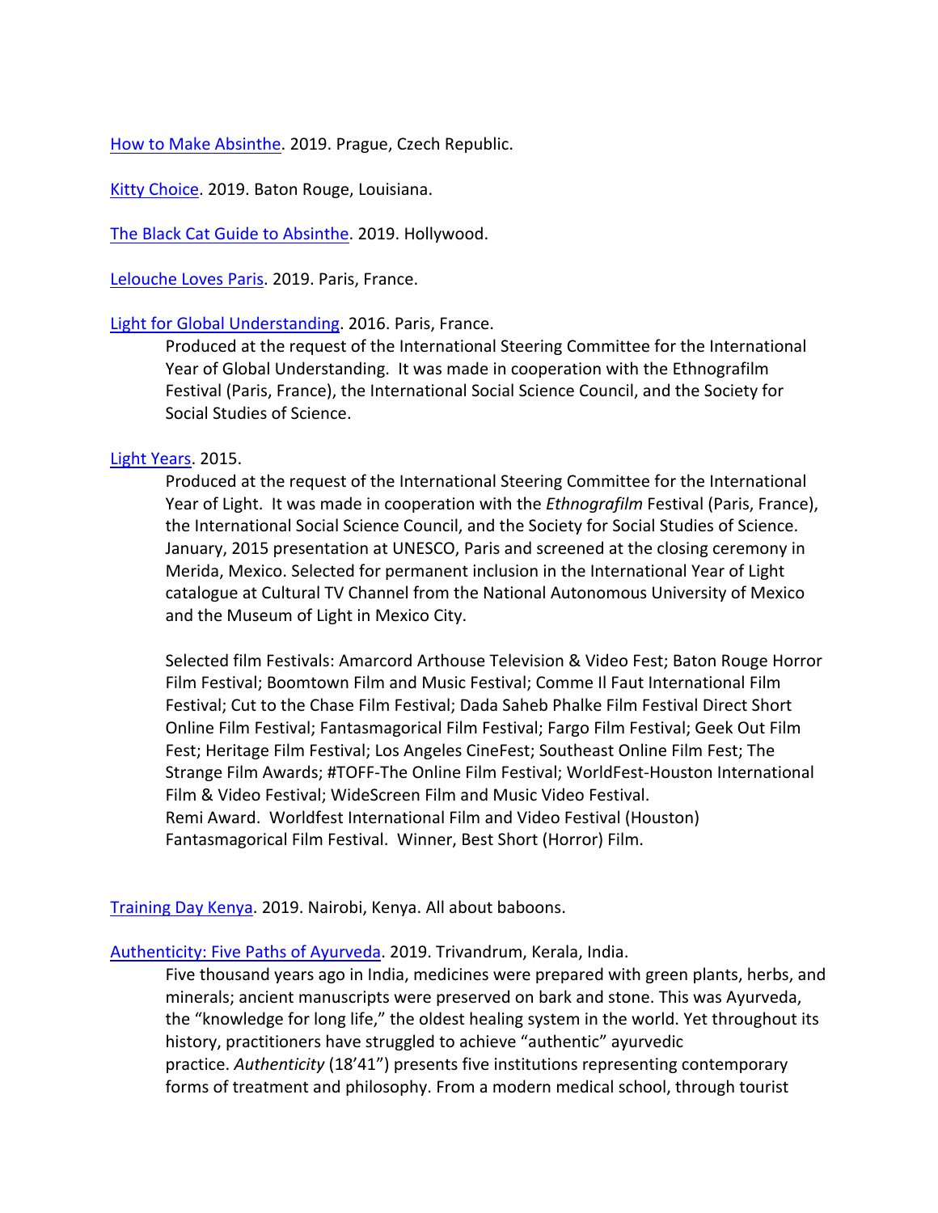How to Make Absinthe. 2019. Prague, Czech Republic.

Kitty Choice. 2019. Baton Rouge, Louisiana.

The Black Cat Guide to Absinthe. 2019. Hollywood.

Lelouche Loves Paris. 2019. Paris, France.

Light for Global Understanding. 2016. Paris, France.

> Produced at the request of the International Steering Committee for the International Year of Global Understanding. It was made in cooperation with the Ethnografilm Festival (Paris, France), the International Social Science Council, and the Society for Social Studies of Science.

Light Years. 2015.

> Produced at the request of the International Steering Committee for the International Year of Light. It was made in cooperation with the *Ethnografilm* Festival (Paris, France), the International Social Science Council, and the Society for Social Studies of Science. January, 2015 presentation at UNESCO, Paris and screened at the closing ceremony in Merida, Mexico. Selected for permanent inclusion in the International Year of Light catalogue at Cultural TV Channel from the National Autonomous University of Mexico and the Museum of Light in Mexico City.
>
> Selected film Festivals: Amarcord Arthouse Television & Video Fest; Baton Rouge Horror Film Festival; Boomtown Film and Music Festival; Comme Il Faut International Film Festival; Cut to the Chase Film Festival; Dada Saheb Phalke Film Festival Direct Short Online Film Festival; Fantasmagorical Film Festival; Fargo Film Festival; Geek Out Film Fest; Heritage Film Festival; Los Angeles CineFest; Southeast Online Film Fest; The Strange Film Awards; #TOFF-The Online Film Festival; WorldFest-Houston International Film & Video Festival; WideScreen Film and Music Video Festival.
> Remi Award. Worldfest International Film and Video Festival (Houston)
> Fantasmagorical Film Festival. Winner, Best Short (Horror) Film.

Training Day Kenya. 2019. Nairobi, Kenya. All about baboons.

Authenticity: Five Paths of Ayurveda. 2019. Trivandrum, Kerala, India.

> Five thousand years ago in India, medicines were prepared with green plants, herbs, and minerals; ancient manuscripts were preserved on bark and stone. This was Ayurveda, the "knowledge for long life," the oldest healing system in the world. Yet throughout its history, practitioners have struggled to achieve "authentic" ayurvedic practice. *Authenticity* (18'41") presents five institutions representing contemporary forms of treatment and philosophy. From a modern medical school, through tourist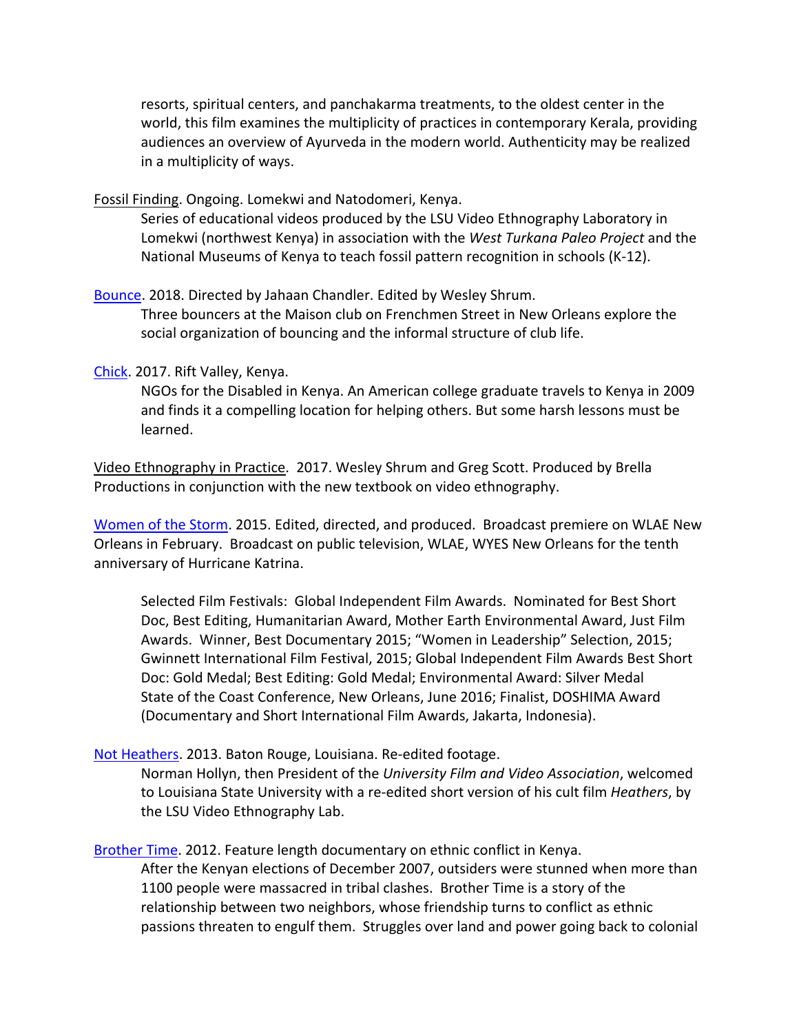resorts, spiritual centers, and panchakarma treatments, to the oldest center in the world, this film examines the multiplicity of practices in contemporary Kerala, providing audiences an overview of Ayurveda in the modern world. Authenticity may be realized in a multiplicity of ways.

Fossil Finding. Ongoing. Lomekwi and Natodomeri, Kenya.

Series of educational videos produced by the LSU Video Ethnography Laboratory in Lomekwi (northwest Kenya) in association with the *West Turkana Paleo Project* and the National Museums of Kenya to teach fossil pattern recognition in schools (K-12).

Bounce. 2018. Directed by Jahaan Chandler. Edited by Wesley Shrum.

Three bouncers at the Maison club on Frenchmen Street in New Orleans explore the social organization of bouncing and the informal structure of club life.

Chick. 2017. Rift Valley, Kenya.

NGOs for the Disabled in Kenya. An American college graduate travels to Kenya in 2009 and finds it a compelling location for helping others. But some harsh lessons must be learned.

Video Ethnography in Practice. 2017. Wesley Shrum and Greg Scott. Produced by Brella Productions in conjunction with the new textbook on video ethnography.

Women of the Storm. 2015. Edited, directed, and produced. Broadcast premiere on WLAE New Orleans in February. Broadcast on public television, WLAE, WYES New Orleans for the tenth anniversary of Hurricane Katrina.

Selected Film Festivals: Global Independent Film Awards. Nominated for Best Short Doc, Best Editing, Humanitarian Award, Mother Earth Environmental Award, Just Film Awards. Winner, Best Documentary 2015; "Women in Leadership" Selection, 2015; Gwinnett International Film Festival, 2015; Global Independent Film Awards Best Short Doc: Gold Medal; Best Editing: Gold Medal; Environmental Award: Silver Medal State of the Coast Conference, New Orleans, June 2016; Finalist, DOSHIMA Award (Documentary and Short International Film Awards, Jakarta, Indonesia).

Not Heathers. 2013. Baton Rouge, Louisiana. Re-edited footage.

Norman Hollyn, then President of the *University Film and Video Association*, welcomed to Louisiana State University with a re-edited short version of his cult film *Heathers*, by the LSU Video Ethnography Lab.

Brother Time. 2012. Feature length documentary on ethnic conflict in Kenya.

After the Kenyan elections of December 2007, outsiders were stunned when more than 1100 people were massacred in tribal clashes. Brother Time is a story of the relationship between two neighbors, whose friendship turns to conflict as ethnic passions threaten to engulf them. Struggles over land and power going back to colonial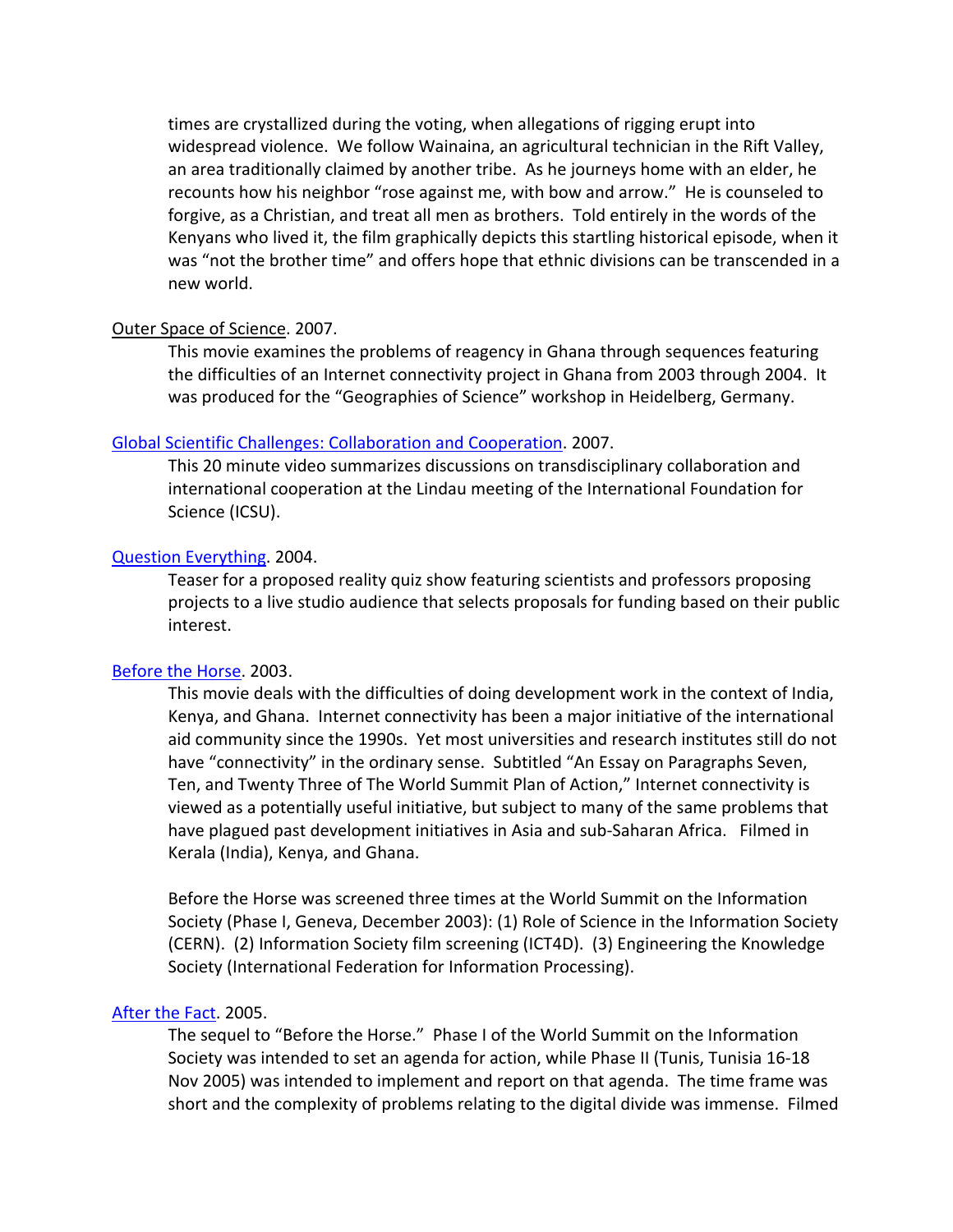times are crystallized during the voting, when allegations of rigging erupt into widespread violence. We follow Wainaina, an agricultural technician in the Rift Valley, an area traditionally claimed by another tribe. As he journeys home with an elder, he recounts how his neighbor "rose against me, with bow and arrow." He is counseled to forgive, as a Christian, and treat all men as brothers. Told entirely in the words of the Kenyans who lived it, the film graphically depicts this startling historical episode, when it was "not the brother time" and offers hope that ethnic divisions can be transcended in a new world.

Outer Space of Science. 2007.

This movie examines the problems of reagency in Ghana through sequences featuring the difficulties of an Internet connectivity project in Ghana from 2003 through 2004. It was produced for the "Geographies of Science" workshop in Heidelberg, Germany.

Global Scientific Challenges: Collaboration and Cooperation. 2007.

This 20 minute video summarizes discussions on transdisciplinary collaboration and international cooperation at the Lindau meeting of the International Foundation for Science (ICSU).

Question Everything. 2004.

Teaser for a proposed reality quiz show featuring scientists and professors proposing projects to a live studio audience that selects proposals for funding based on their public interest.

Before the Horse. 2003.

This movie deals with the difficulties of doing development work in the context of India, Kenya, and Ghana. Internet connectivity has been a major initiative of the international aid community since the 1990s. Yet most universities and research institutes still do not have "connectivity" in the ordinary sense. Subtitled "An Essay on Paragraphs Seven, Ten, and Twenty Three of The World Summit Plan of Action," Internet connectivity is viewed as a potentially useful initiative, but subject to many of the same problems that have plagued past development initiatives in Asia and sub-Saharan Africa. Filmed in Kerala (India), Kenya, and Ghana.

Before the Horse was screened three times at the World Summit on the Information Society (Phase I, Geneva, December 2003): (1) Role of Science in the Information Society (CERN). (2) Information Society film screening (ICT4D). (3) Engineering the Knowledge Society (International Federation for Information Processing).

After the Fact. 2005.

The sequel to "Before the Horse." Phase I of the World Summit on the Information Society was intended to set an agenda for action, while Phase II (Tunis, Tunisia 16-18 Nov 2005) was intended to implement and report on that agenda. The time frame was short and the complexity of problems relating to the digital divide was immense. Filmed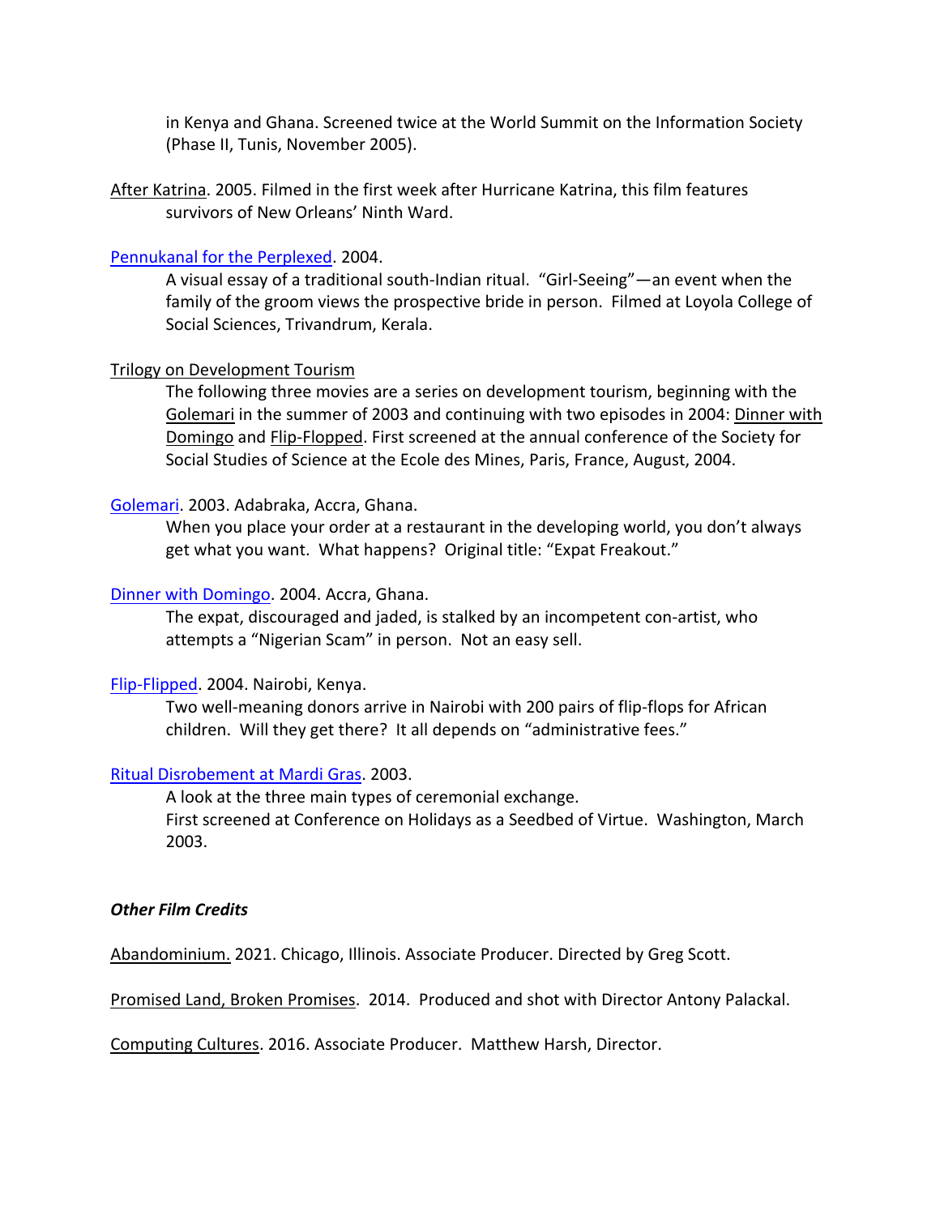in Kenya and Ghana. Screened twice at the World Summit on the Information Society (Phase II, Tunis, November 2005).

After Katrina. 2005. Filmed in the first week after Hurricane Katrina, this film features survivors of New Orleans' Ninth Ward.

Pennukanal for the Perplexed. 2004.
A visual essay of a traditional south-Indian ritual. "Girl-Seeing"—an event when the family of the groom views the prospective bride in person. Filmed at Loyola College of Social Sciences, Trivandrum, Kerala.

Trilogy on Development Tourism
The following three movies are a series on development tourism, beginning with the Golemari in the summer of 2003 and continuing with two episodes in 2004: Dinner with Domingo and Flip-Flopped. First screened at the annual conference of the Society for Social Studies of Science at the Ecole des Mines, Paris, France, August, 2004.

Golemari. 2003. Adabraka, Accra, Ghana.
When you place your order at a restaurant in the developing world, you don't always get what you want. What happens? Original title: "Expat Freakout."

Dinner with Domingo. 2004. Accra, Ghana.
The expat, discouraged and jaded, is stalked by an incompetent con-artist, who attempts a "Nigerian Scam" in person. Not an easy sell.

Flip-Flipped. 2004. Nairobi, Kenya.
Two well-meaning donors arrive in Nairobi with 200 pairs of flip-flops for African children. Will they get there? It all depends on "administrative fees."

Ritual Disrobement at Mardi Gras. 2003.
A look at the three main types of ceremonial exchange.
First screened at Conference on Holidays as a Seedbed of Virtue. Washington, March 2003.

***Other Film Credits***

Abandominium. 2021. Chicago, Illinois. Associate Producer. Directed by Greg Scott.

Promised Land, Broken Promises. 2014. Produced and shot with Director Antony Palackal.

Computing Cultures. 2016. Associate Producer. Matthew Harsh, Director.